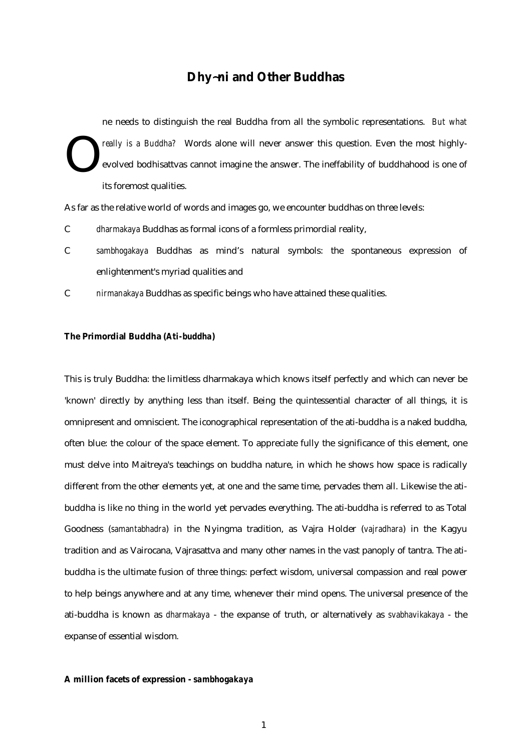# Dhy~ni and Other Buddhas

One needs to distinguish the real Buddha from all the symbolic representations. *But what really is a Buddha?* Words alone will never answer this question. Even the most highly-evolved bodhisattvas cannot imagine the answer. The ineffability of buddhahood is one of its foremost qualities.

As far as the relative world of words and images go, we encounter buddhas on three levels:

- *dharmakaya* Buddhas as formal icons of a formless primordial reality,
- *sambhogakaya* Buddhas as mind's natural symbols: the spontaneous expression of enlightenment's myriad qualities and
- *nirmanakaya* Buddhas as specific beings who have attained these qualities.

**The Primordial Buddha (*Ati-buddha*)**

This is truly Buddha: the limitless dharmakaya which knows itself perfectly and which can never be 'known' directly by anything less than itself. Being the quintessential character of all things, it is omnipresent and omniscient. The iconographical representation of the ati-buddha is a naked buddha, often blue: the colour of the space element. To appreciate fully the significance of this element, one must delve into Maitreya's teachings on buddha nature, in which he shows how space is radically different from the other elements yet, at one and the same time, pervades them all. Likewise the ati-buddha is like no thing in the world yet pervades everything. The ati-buddha is referred to as Total Goodness (*samantabhadra*) in the Nyingma tradition, as Vajra Holder (*vajradhara*) in the Kagyu tradition and as Vairocana, Vajrasattva and many other names in the vast panoply of tantra. The ati-buddha is the ultimate fusion of three things: perfect wisdom, universal compassion and real power to help beings anywhere and at any time, whenever their mind opens. The universal presence of the ati-buddha is known as *dharmakaya* - the expanse of truth, or alternatively as *svabhavikakaya* - the expanse of essential wisdom.

**A million facets of expression - *sambhogakaya***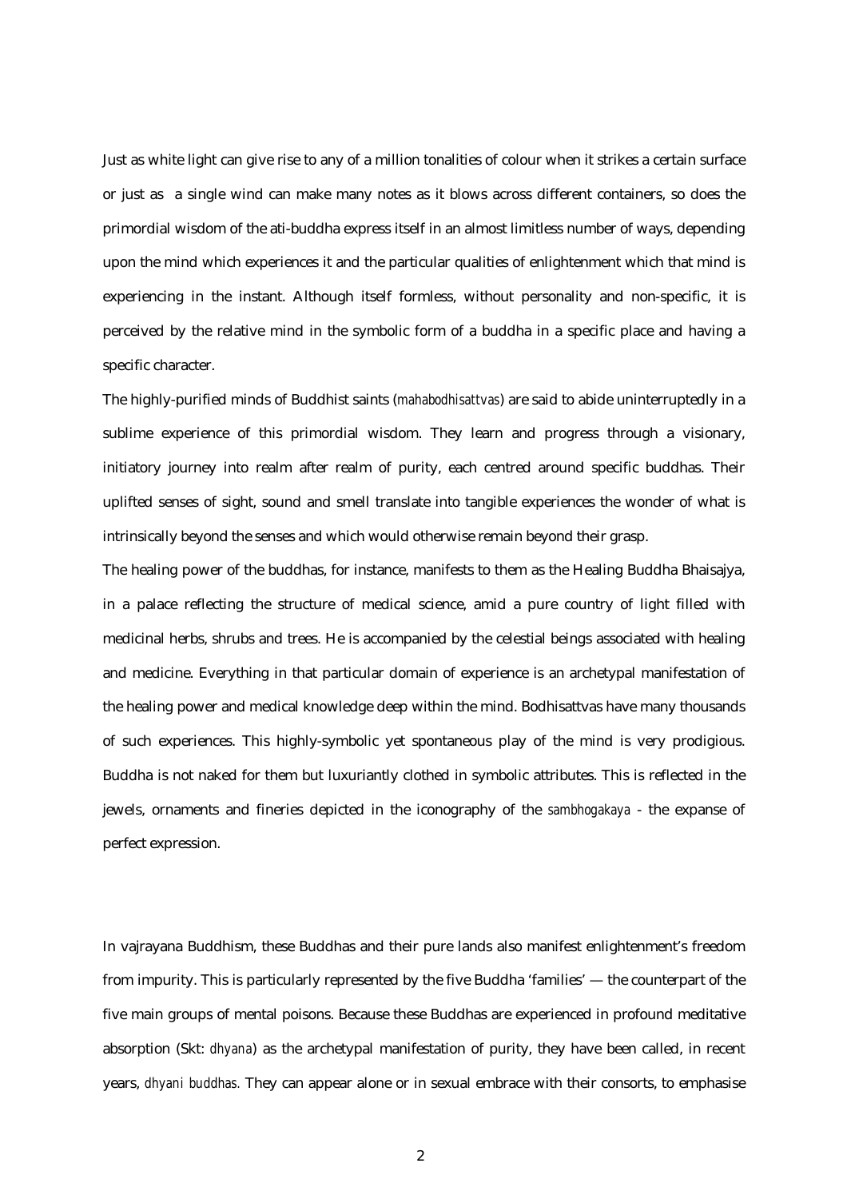Just as white light can give rise to any of a million tonalities of colour when it strikes a certain surface or just as a single wind can make many notes as it blows across different containers, so does the primordial wisdom of the ati-buddha express itself in an almost limitless number of ways, depending upon the mind which experiences it and the particular qualities of enlightenment which that mind is experiencing in the instant. Although itself formless, without personality and non-specific, it is perceived by the relative mind in the symbolic form of a buddha in a specific place and having a specific character.

The highly-purified minds of Buddhist saints (*mahabodhisattvas*) are said to abide uninterruptedly in a sublime experience of this primordial wisdom. They learn and progress through a visionary, initiatory journey into realm after realm of purity, each centred around specific buddhas. Their uplifted senses of sight, sound and smell translate into tangible experiences the wonder of what is intrinsically beyond the senses and which would otherwise remain beyond their grasp.

The healing power of the buddhas, for instance, manifests to them as the Healing Buddha Bhaisajya, in a palace reflecting the structure of medical science, amid a pure country of light filled with medicinal herbs, shrubs and trees. He is accompanied by the celestial beings associated with healing and medicine. Everything in that particular domain of experience is an archetypal manifestation of the healing power and medical knowledge deep within the mind. Bodhisattvas have many thousands of such experiences. This highly-symbolic yet spontaneous play of the mind is very prodigious. Buddha is not naked for them but luxuriantly clothed in symbolic attributes. This is reflected in the jewels, ornaments and fineries depicted in the iconography of the *sambhogakaya* - the expanse of perfect expression.

In vajrayana Buddhism, these Buddhas and their pure lands also manifest enlightenment's freedom from impurity. This is particularly represented by the five Buddha 'families' — the counterpart of the five main groups of mental poisons. Because these Buddhas are experienced in profound meditative absorption (Skt: *dhyana*) as the archetypal manifestation of purity, they have been called, in recent years, *dhyani buddhas.* They can appear alone or in sexual embrace with their consorts, to emphasise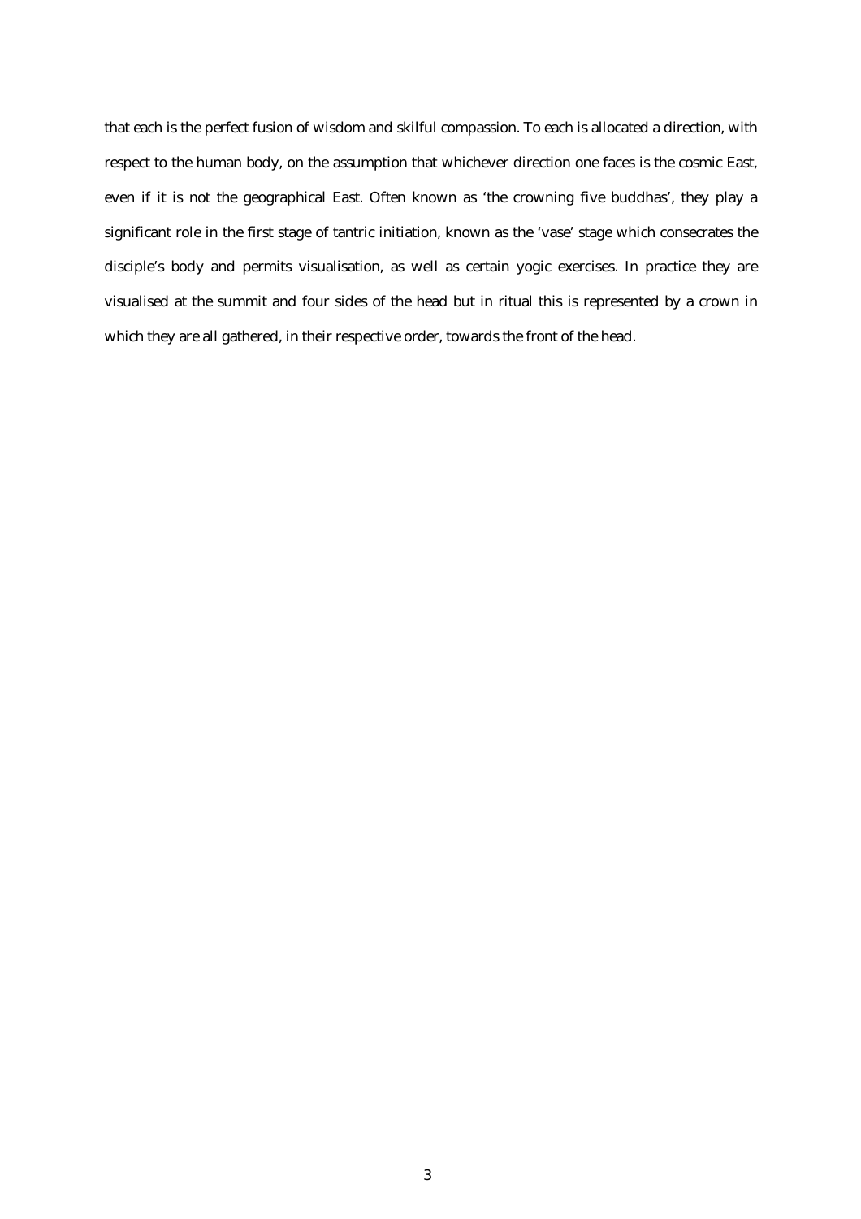that each is the perfect fusion of wisdom and skilful compassion. To each is allocated a direction, with respect to the human body, on the assumption that whichever direction one faces is the cosmic East, even if it is not the geographical East. Often known as 'the crowning five buddhas', they play a significant role in the first stage of tantric initiation, known as the 'vase' stage which consecrates the disciple's body and permits visualisation, as well as certain yogic exercises. In practice they are visualised at the summit and four sides of the head but in ritual this is represented by a crown in which they are all gathered, in their respective order, towards the front of the head.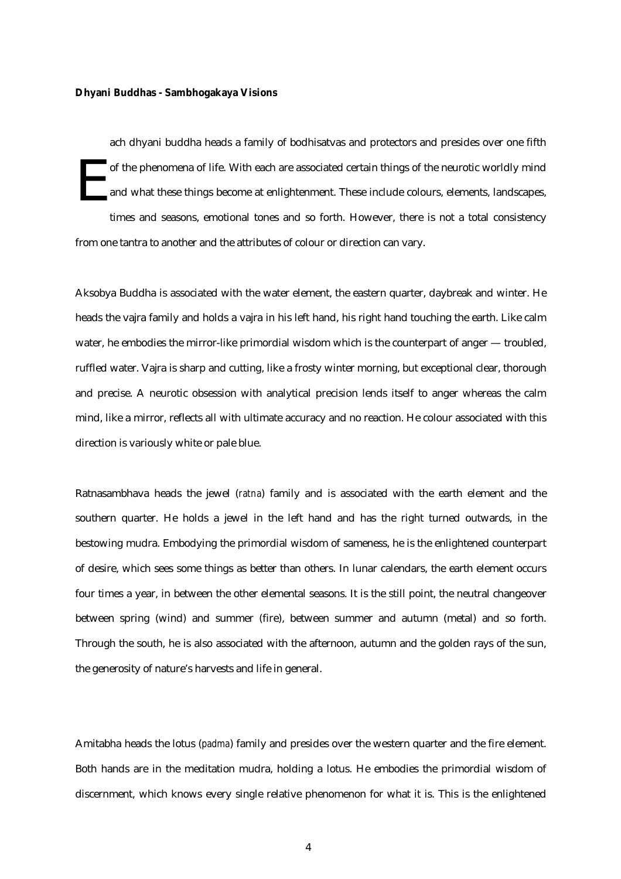**Dhyani Buddhas - Sambhogakaya Visions**

Each dhyani buddha heads a family of bodhisatvas and protectors and presides over one fifth of the phenomena of life. With each are associated certain things of the neurotic worldly mind and what these things become at enlightenment. These include colours, elements, landscapes, times and seasons, emotional tones and so forth. However, there is not a total consistency from one tantra to another and the attributes of colour or direction can vary.

Aksobya Buddha is associated with the water element, the eastern quarter, daybreak and winter. He heads the vajra family and holds a vajra in his left hand, his right hand touching the earth. Like calm water, he embodies the mirror-like primordial wisdom which is the counterpart of anger — troubled, ruffled water. Vajra is sharp and cutting, like a frosty winter morning, but exceptional clear, thorough and precise. A neurotic obsession with analytical precision lends itself to anger whereas the calm mind, like a mirror, reflects all with ultimate accuracy and no reaction. He colour associated with this direction is variously white or pale blue.

Ratnasambhava heads the jewel (*ratna*) family and is associated with the earth element and the southern quarter. He holds a jewel in the left hand and has the right turned outwards, in the bestowing mudra. Embodying the primordial wisdom of sameness, he is the enlightened counterpart of desire, which sees some things as better than others. In lunar calendars, the earth element occurs four times a year, in between the other elemental seasons. It is the still point, the neutral changeover between spring (wind) and summer (fire), between summer and autumn (metal) and so forth. Through the south, he is also associated with the afternoon, autumn and the golden rays of the sun, the generosity of nature's harvests and life in general.

Amitabha heads the lotus (*padma*) family and presides over the western quarter and the fire element. Both hands are in the meditation mudra, holding a lotus. He embodies the primordial wisdom of discernment, which knows every single relative phenomenon for what it is. This is the enlightened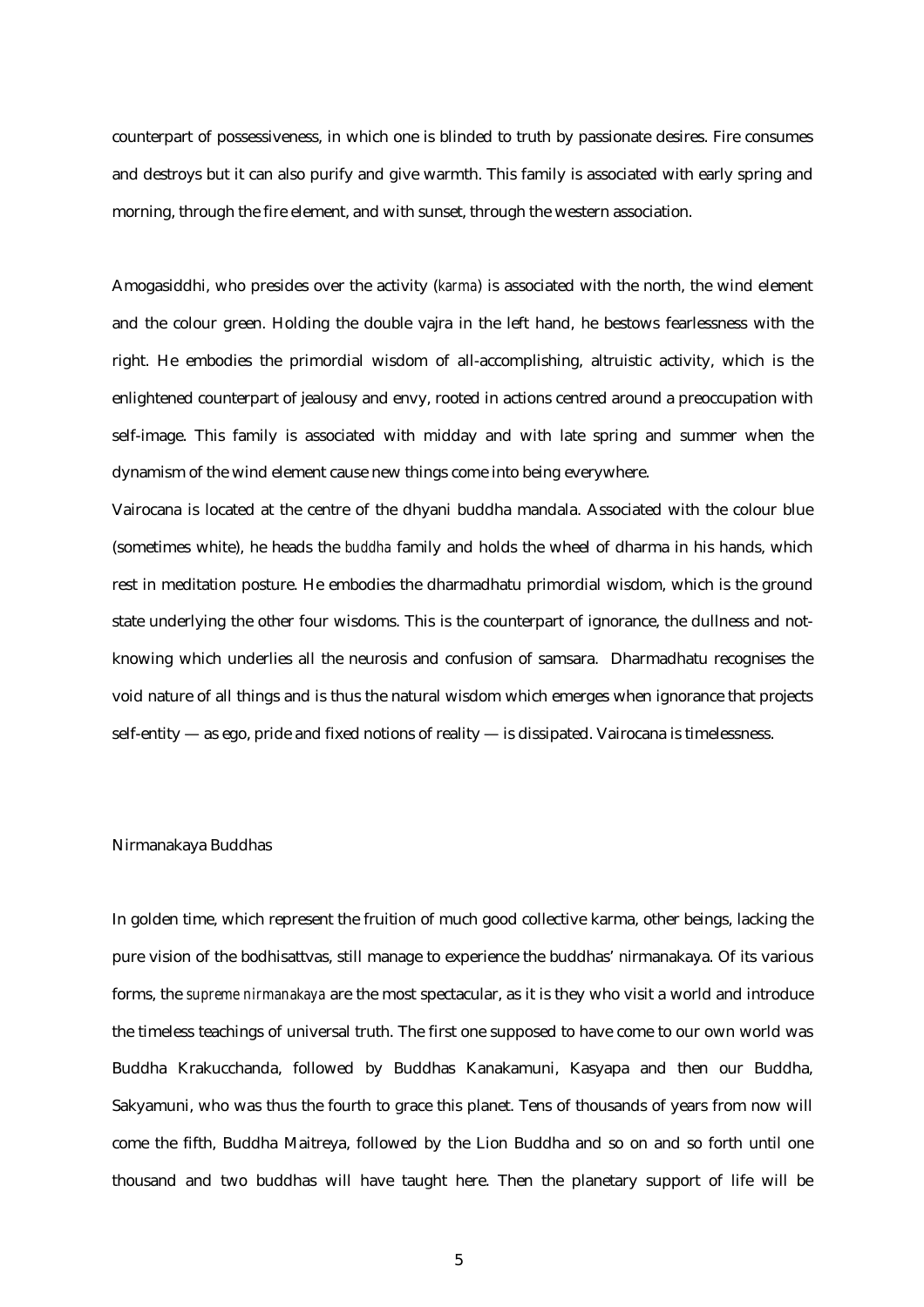counterpart of possessiveness, in which one is blinded to truth by passionate desires. Fire consumes and destroys but it can also purify and give warmth. This family is associated with early spring and morning, through the fire element, and with sunset, through the western association.

Amogasiddhi, who presides over the activity (*karma*) is associated with the north, the wind element and the colour green. Holding the double vajra in the left hand, he bestows fearlessness with the right. He embodies the primordial wisdom of all-accomplishing, altruistic activity, which is the enlightened counterpart of jealousy and envy, rooted in actions centred around a preoccupation with self-image. This family is associated with midday and with late spring and summer when the dynamism of the wind element cause new things come into being everywhere.

Vairocana is located at the centre of the dhyani buddha mandala. Associated with the colour blue (sometimes white), he heads the *buddha* family and holds the wheel of dharma in his hands, which rest in meditation posture. He embodies the dharmadhatu primordial wisdom, which is the ground state underlying the other four wisdoms. This is the counterpart of ignorance, the dullness and not-knowing which underlies all the neurosis and confusion of samsara. Dharmadhatu recognises the void nature of all things and is thus the natural wisdom which emerges when ignorance that projects self-entity — as ego, pride and fixed notions of reality — is dissipated. Vairocana is timelessness.

## Nirmanakaya Buddhas

In golden time, which represent the fruition of much good collective karma, other beings, lacking the pure vision of the bodhisattvas, still manage to experience the buddhas' nirmanakaya. Of its various forms, the *supreme nirmanakaya* are the most spectacular, as it is they who visit a world and introduce the timeless teachings of universal truth. The first one supposed to have come to our own world was Buddha Krakucchanda, followed by Buddhas Kanakamuni, Kasyapa and then our Buddha, Sakyamuni, who was thus the fourth to grace this planet. Tens of thousands of years from now will come the fifth, Buddha Maitreya, followed by the Lion Buddha and so on and so forth until one thousand and two buddhas will have taught here. Then the planetary support of life will be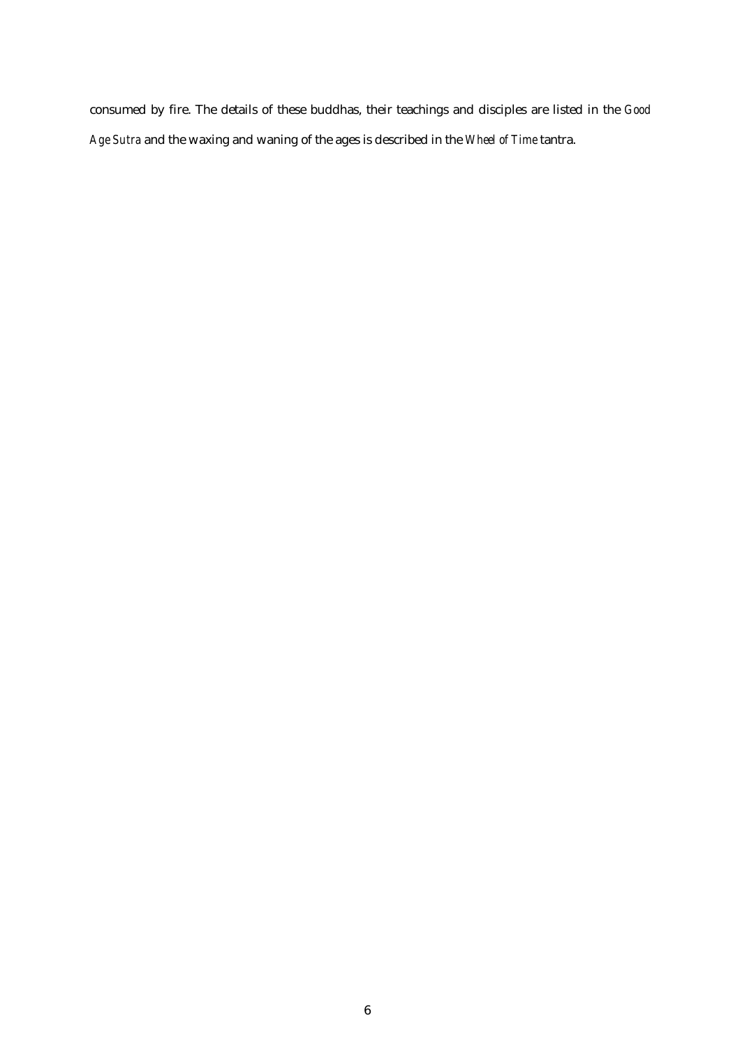consumed by fire. The details of these buddhas, their teachings and disciples are listed in the *Good Age Sutra* and the waxing and waning of the ages is described in the *Wheel of Time* tantra.